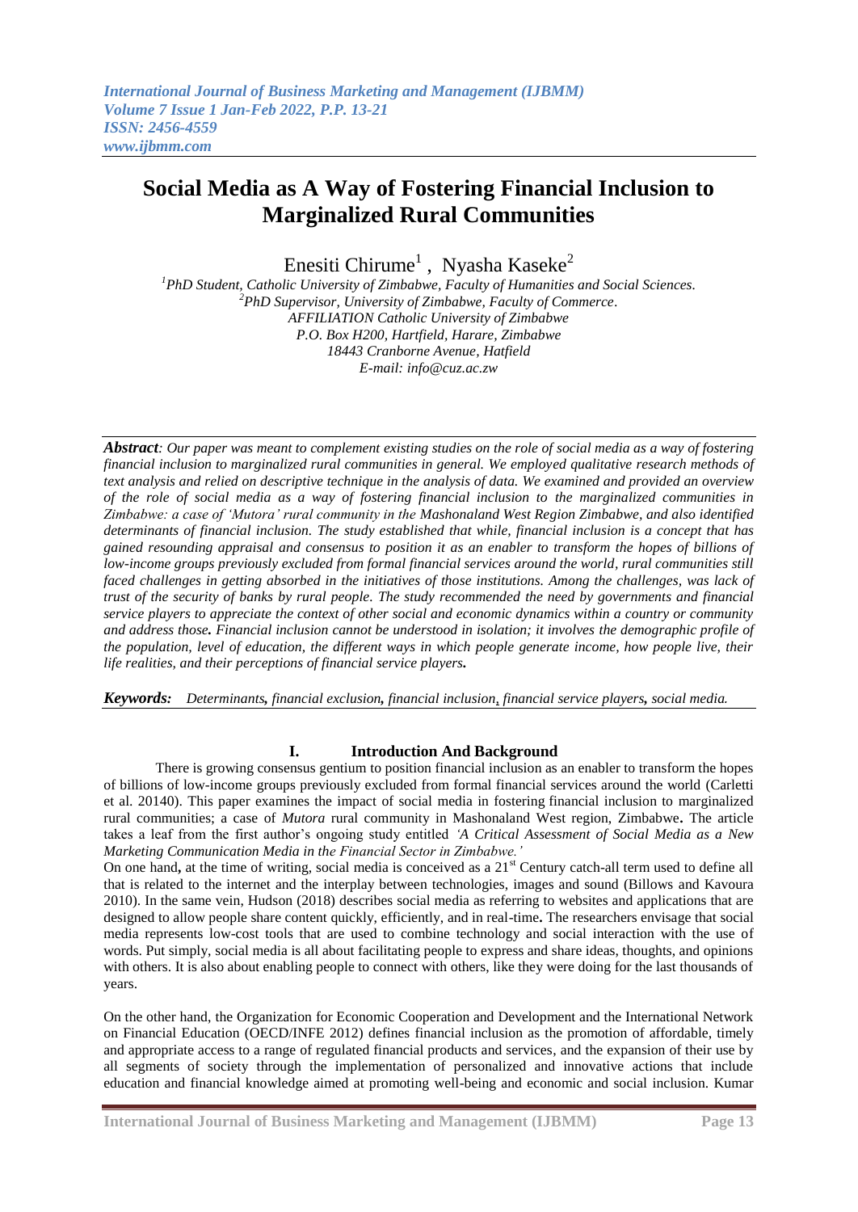# Social Media as A Way of Fostering Financial Inclusion to Marginalized Rural Communities

Enesiti Chirume[1] , Nyasha Kaseke[2]

[1]*PhD Student, Catholic University of Zimbabwe, Faculty of Humanities and Social Sciences.*
[2]*PhD Supervisor, University of Zimbabwe, Faculty of Commerce.*
*AFFILIATION Catholic University of Zimbabwe*
*P.O. Box H200, Hartfield, Harare, Zimbabwe*
*18443 Cranborne Avenue, Hatfield*
*E-mail: info@cuz.ac.zw*

***Abstract**: Our paper was meant to complement existing studies on the role of social media as a way of fostering financial inclusion to marginalized rural communities in general. We employed qualitative research methods of text analysis and relied on descriptive technique in the analysis of data. We examined and provided an overview of the role of social media as a way of fostering financial inclusion to the marginalized communities in Zimbabwe: a case of 'Mutora' rural community in the Mashonaland West Region Zimbabwe, and also identified determinants of financial inclusion. The study established that while, financial inclusion is a concept that has gained resounding appraisal and consensus to position it as an enabler to transform the hopes of billions of low-income groups previously excluded from formal financial services around the world, rural communities still faced challenges in getting absorbed in the initiatives of those institutions. Among the challenges, was lack of trust of the security of banks by rural people. The study recommended the need by governments and financial service players to appreciate the context of other social and economic dynamics within a country or community and address those. **Financial inclusion cannot be understood in isolation; it involves the demographic profile of the population, level of education, the different ways in which people generate income, how people live, their life realities, and their perceptions of financial service players.***

***Keywords:** Determinants, financial exclusion, financial inclusion, financial service players, social media.*

## I. Introduction And Background

There is growing consensus gentium to position financial inclusion as an enabler to transform the hopes of billions of low-income groups previously excluded from formal financial services around the world (Carletti et al. 20140). This paper examines the impact of social media in fostering financial inclusion to marginalized rural communities; a case of *Mutora* rural community in Mashonaland West region, Zimbabwe**.** The article takes a leaf from the first author's ongoing study entitled *'A Critical Assessment of Social Media as a New Marketing Communication Media in the Financial Sector in Zimbabwe.'*

On one hand**,** at the time of writing, social media is conceived as a 21st Century catch-all term used to define all that is related to the internet and the interplay between technologies, images and sound (Billows and Kavoura 2010). In the same vein, Hudson (2018) describes social media as referring to websites and applications that are designed to allow people share content quickly, efficiently, and in real-time**.** The researchers envisage that social media represents low-cost tools that are used to combine technology and social interaction with the use of words. Put simply, social media is all about facilitating people to express and share ideas, thoughts, and opinions with others. It is also about enabling people to connect with others, like they were doing for the last thousands of years.

On the other hand, the Organization for Economic Cooperation and Development and the International Network on Financial Education (OECD/INFE 2012) defines financial inclusion as the promotion of affordable, timely and appropriate access to a range of regulated financial products and services, and the expansion of their use by all segments of society through the implementation of personalized and innovative actions that include education and financial knowledge aimed at promoting well-being and economic and social inclusion. Kumar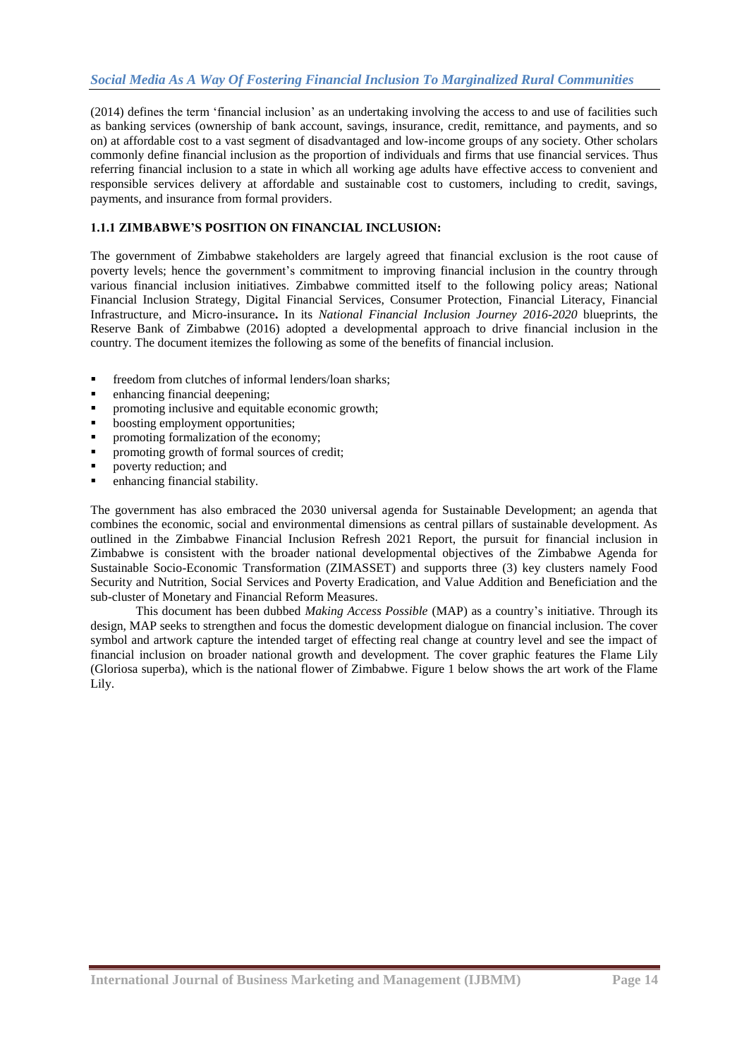(2014) defines the term 'financial inclusion' as an undertaking involving the access to and use of facilities such as banking services (ownership of bank account, savings, insurance, credit, remittance, and payments, and so on) at affordable cost to a vast segment of disadvantaged and low-income groups of any society. Other scholars commonly define financial inclusion as the proportion of individuals and firms that use financial services. Thus referring financial inclusion to a state in which all working age adults have effective access to convenient and responsible services delivery at affordable and sustainable cost to customers, including to credit, savings, payments, and insurance from formal providers.

### 1.1.1 ZIMBABWE'S POSITION ON FINANCIAL INCLUSION:

The government of Zimbabwe stakeholders are largely agreed that financial exclusion is the root cause of poverty levels; hence the government's commitment to improving financial inclusion in the country through various financial inclusion initiatives. Zimbabwe committed itself to the following policy areas; National Financial Inclusion Strategy, Digital Financial Services, Consumer Protection, Financial Literacy, Financial Infrastructure, and Micro-insurance**.** In its *National Financial Inclusion Journey 2016-2020* blueprints, the Reserve Bank of Zimbabwe (2016) adopted a developmental approach to drive financial inclusion in the country. The document itemizes the following as some of the benefits of financial inclusion.

- freedom from clutches of informal lenders/loan sharks;
- enhancing financial deepening;
- promoting inclusive and equitable economic growth;
- boosting employment opportunities;
- promoting formalization of the economy;
- promoting growth of formal sources of credit;
- poverty reduction; and
- enhancing financial stability.

The government has also embraced the 2030 universal agenda for Sustainable Development; an agenda that combines the economic, social and environmental dimensions as central pillars of sustainable development. As outlined in the Zimbabwe Financial Inclusion Refresh 2021 Report, the pursuit for financial inclusion in Zimbabwe is consistent with the broader national developmental objectives of the Zimbabwe Agenda for Sustainable Socio-Economic Transformation (ZIMASSET) and supports three (3) key clusters namely Food Security and Nutrition, Social Services and Poverty Eradication, and Value Addition and Beneficiation and the sub-cluster of Monetary and Financial Reform Measures.

This document has been dubbed *Making Access Possible* (MAP) as a country's initiative. Through its design, MAP seeks to strengthen and focus the domestic development dialogue on financial inclusion. The cover symbol and artwork capture the intended target of effecting real change at country level and see the impact of financial inclusion on broader national growth and development. The cover graphic features the Flame Lily (Gloriosa superba), which is the national flower of Zimbabwe. Figure 1 below shows the art work of the Flame Lily.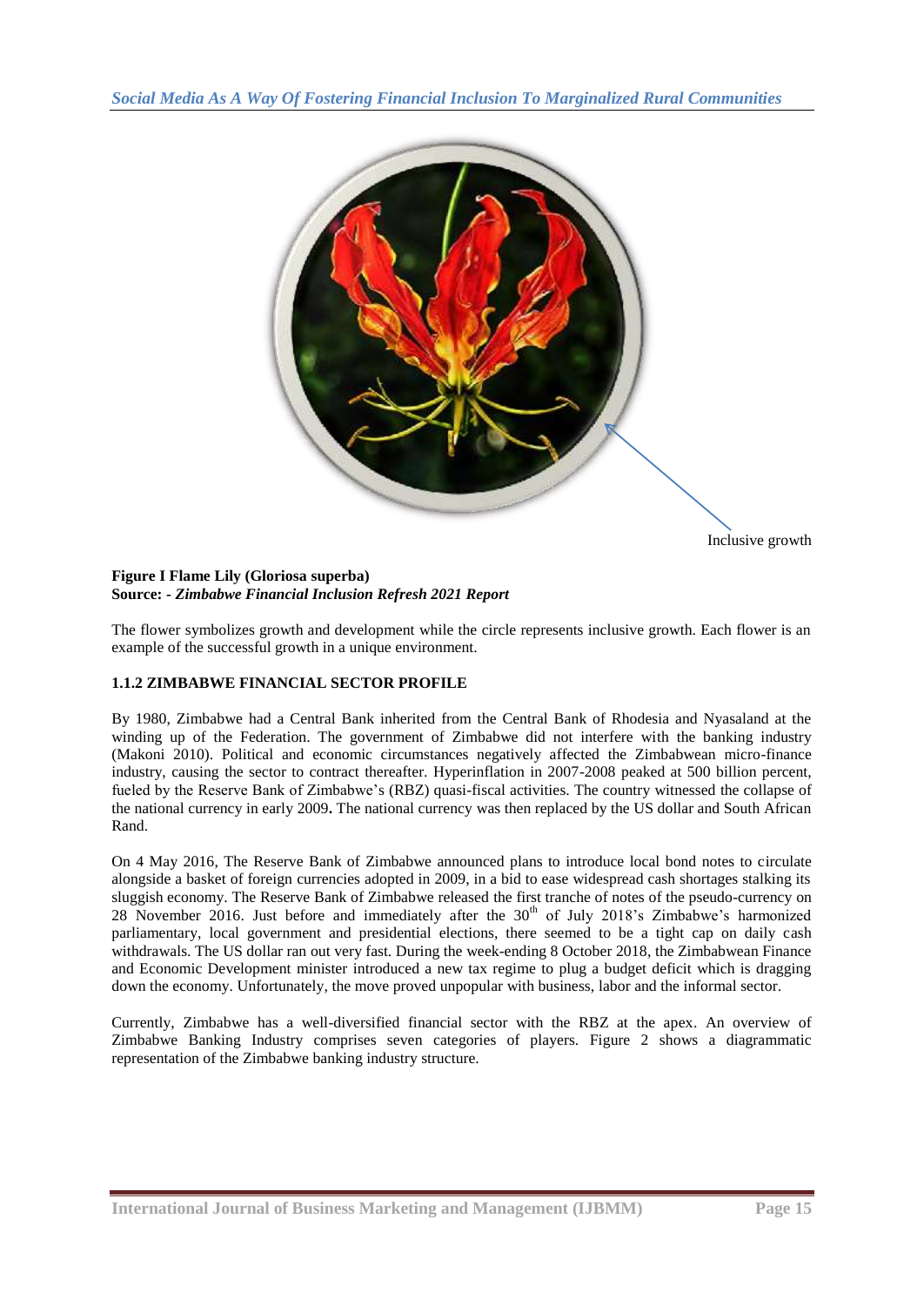Inclusive growth

**Figure I Flame Lily (Gloriosa superba)**
**Source: -** ***Zimbabwe Financial Inclusion Refresh 2021 Report***

The flower symbolizes growth and development while the circle represents inclusive growth. Each flower is an example of the successful growth in a unique environment.

### 1.1.2 ZIMBABWE FINANCIAL SECTOR PROFILE

By 1980, Zimbabwe had a Central Bank inherited from the Central Bank of Rhodesia and Nyasaland at the winding up of the Federation. The government of Zimbabwe did not interfere with the banking industry (Makoni 2010). Political and economic circumstances negatively affected the Zimbabwean micro-finance industry, causing the sector to contract thereafter. Hyperinflation in 2007-2008 peaked at 500 billion percent, fueled by the Reserve Bank of Zimbabwe's (RBZ) quasi-fiscal activities. The country witnessed the collapse of the national currency in early 2009**.** The national currency was then replaced by the US dollar and South African Rand.

On 4 May 2016, The Reserve Bank of Zimbabwe announced plans to introduce local bond notes to circulate alongside a basket of foreign currencies adopted in 2009, in a bid to ease widespread cash shortages stalking its sluggish economy. The Reserve Bank of Zimbabwe released the first tranche of notes of the pseudo-currency on 28 November 2016. Just before and immediately after the 30th of July 2018's Zimbabwe's harmonized parliamentary, local government and presidential elections, there seemed to be a tight cap on daily cash withdrawals. The US dollar ran out very fast. During the week-ending 8 October 2018, the Zimbabwean Finance and Economic Development minister introduced a new tax regime to plug a budget deficit which is dragging down the economy. Unfortunately, the move proved unpopular with business, labor and the informal sector.

Currently, Zimbabwe has a well-diversified financial sector with the RBZ at the apex. An overview of Zimbabwe Banking Industry comprises seven categories of players. Figure 2 shows a diagrammatic representation of the Zimbabwe banking industry structure.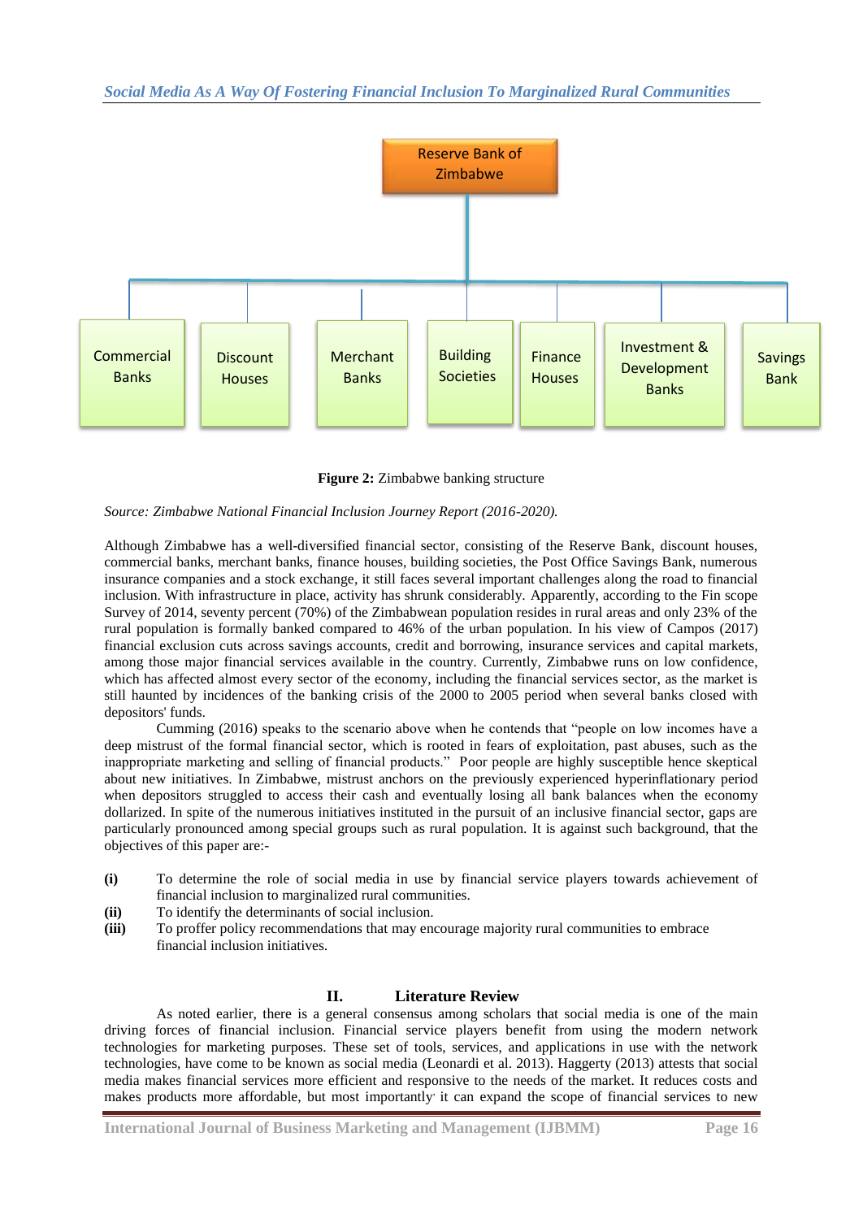Reserve Bank of Zimbabwe

Commercial Banks | Discount Houses | Merchant Banks | Building Societies | Finance Houses | Investment & Development Banks | Savings Bank

**Figure 2:** Zimbabwe banking structure

*Source: Zimbabwe National Financial Inclusion Journey Report (2016-2020).*

Although Zimbabwe has a well-diversified financial sector, consisting of the Reserve Bank, discount houses, commercial banks, merchant banks, finance houses, building societies, the Post Office Savings Bank, numerous insurance companies and a stock exchange, it still faces several important challenges along the road to financial inclusion. With infrastructure in place, activity has shrunk considerably. Apparently, according to the Fin scope Survey of 2014, seventy percent (70%) of the Zimbabwean population resides in rural areas and only 23% of the rural population is formally banked compared to 46% of the urban population. In his view of Campos (2017) financial exclusion cuts across savings accounts, credit and borrowing, insurance services and capital markets, among those major financial services available in the country. Currently, Zimbabwe runs on low confidence, which has affected almost every sector of the economy, including the financial services sector, as the market is still haunted by incidences of the banking crisis of the 2000 to 2005 period when several banks closed with depositors' funds.

Cumming (2016) speaks to the scenario above when he contends that "people on low incomes have a deep mistrust of the formal financial sector, which is rooted in fears of exploitation, past abuses, such as the inappropriate marketing and selling of financial products." Poor people are highly susceptible hence skeptical about new initiatives. In Zimbabwe, mistrust anchors on the previously experienced hyperinflationary period when depositors struggled to access their cash and eventually losing all bank balances when the economy dollarized. In spite of the numerous initiatives instituted in the pursuit of an inclusive financial sector, gaps are particularly pronounced among special groups such as rural population. It is against such background, that the objectives of this paper are:-

**(i)** To determine the role of social media in use by financial service players towards achievement of financial inclusion to marginalized rural communities.

**(ii)** To identify the determinants of social inclusion.

**(iii)** To proffer policy recommendations that may encourage majority rural communities to embrace financial inclusion initiatives.

## II. Literature Review

As noted earlier, there is a general consensus among scholars that social media is one of the main driving forces of financial inclusion. Financial service players benefit from using the modern network technologies for marketing purposes. These set of tools, services, and applications in use with the network technologies, have come to be known as social media (Leonardi et al. 2013). Haggerty (2013) attests that social media makes financial services more efficient and responsive to the needs of the market. It reduces costs and makes products more affordable, but most importantly, it can expand the scope of financial services to new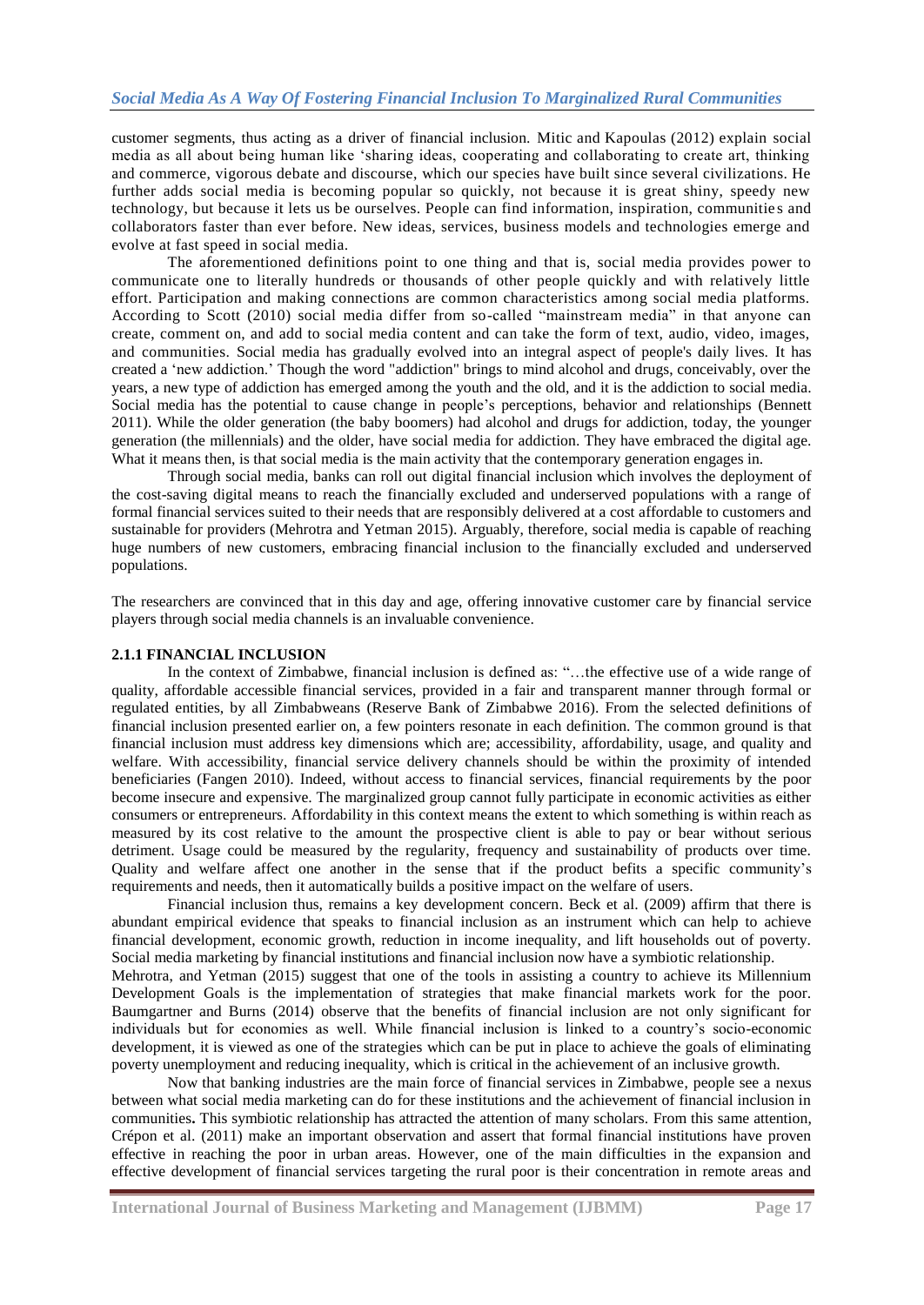customer segments, thus acting as a driver of financial inclusion. Mitic and Kapoulas (2012) explain social media as all about being human like 'sharing ideas, cooperating and collaborating to create art, thinking and commerce, vigorous debate and discourse, which our species have built since several civilizations. He further adds social media is becoming popular so quickly, not because it is great shiny, speedy new technology, but because it lets us be ourselves. People can find information, inspiration, communities and collaborators faster than ever before. New ideas, services, business models and technologies emerge and evolve at fast speed in social media.

The aforementioned definitions point to one thing and that is, social media provides power to communicate one to literally hundreds or thousands of other people quickly and with relatively little effort. Participation and making connections are common characteristics among social media platforms. According to Scott (2010) social media differ from so-called "mainstream media" in that anyone can create, comment on, and add to social media content and can take the form of text, audio, video, images, and communities. Social media has gradually evolved into an integral aspect of people's daily lives. It has created a 'new addiction.' Though the word "addiction" brings to mind alcohol and drugs, conceivably, over the years, a new type of addiction has emerged among the youth and the old, and it is the addiction to social media. Social media has the potential to cause change in people's perceptions, behavior and relationships (Bennett 2011). While the older generation (the baby boomers) had alcohol and drugs for addiction, today, the younger generation (the millennials) and the older, have social media for addiction. They have embraced the digital age. What it means then, is that social media is the main activity that the contemporary generation engages in.

Through social media, banks can roll out digital financial inclusion which involves the deployment of the cost-saving digital means to reach the financially excluded and underserved populations with a range of formal financial services suited to their needs that are responsibly delivered at a cost affordable to customers and sustainable for providers (Mehrotra and Yetman 2015). Arguably, therefore, social media is capable of reaching huge numbers of new customers, embracing financial inclusion to the financially excluded and underserved populations.

The researchers are convinced that in this day and age, offering innovative customer care by financial service players through social media channels is an invaluable convenience.

### 2.1.1 FINANCIAL INCLUSION

In the context of Zimbabwe, financial inclusion is defined as: "…the effective use of a wide range of quality, affordable accessible financial services, provided in a fair and transparent manner through formal or regulated entities, by all Zimbabweans (Reserve Bank of Zimbabwe 2016). From the selected definitions of financial inclusion presented earlier on, a few pointers resonate in each definition. The common ground is that financial inclusion must address key dimensions which are; accessibility, affordability, usage, and quality and welfare. With accessibility, financial service delivery channels should be within the proximity of intended beneficiaries (Fangen 2010). Indeed, without access to financial services, financial requirements by the poor become insecure and expensive. The marginalized group cannot fully participate in economic activities as either consumers or entrepreneurs. Affordability in this context means the extent to which something is within reach as measured by its cost relative to the amount the prospective client is able to pay or bear without serious detriment. Usage could be measured by the regularity, frequency and sustainability of products over time. Quality and welfare affect one another in the sense that if the product befits a specific community's requirements and needs, then it automatically builds a positive impact on the welfare of users.

Financial inclusion thus, remains a key development concern. Beck et al. (2009) affirm that there is abundant empirical evidence that speaks to financial inclusion as an instrument which can help to achieve financial development, economic growth, reduction in income inequality, and lift households out of poverty. Social media marketing by financial institutions and financial inclusion now have a symbiotic relationship.

Mehrotra, and Yetman (2015) suggest that one of the tools in assisting a country to achieve its Millennium Development Goals is the implementation of strategies that make financial markets work for the poor. Baumgartner and Burns (2014) observe that the benefits of financial inclusion are not only significant for individuals but for economies as well. While financial inclusion is linked to a country's socio-economic development, it is viewed as one of the strategies which can be put in place to achieve the goals of eliminating poverty unemployment and reducing inequality, which is critical in the achievement of an inclusive growth.

Now that banking industries are the main force of financial services in Zimbabwe, people see a nexus between what social media marketing can do for these institutions and the achievement of financial inclusion in communities**.** This symbiotic relationship has attracted the attention of many scholars. From this same attention, Crépon et al. (2011) make an important observation and assert that formal financial institutions have proven effective in reaching the poor in urban areas. However, one of the main difficulties in the expansion and effective development of financial services targeting the rural poor is their concentration in remote areas and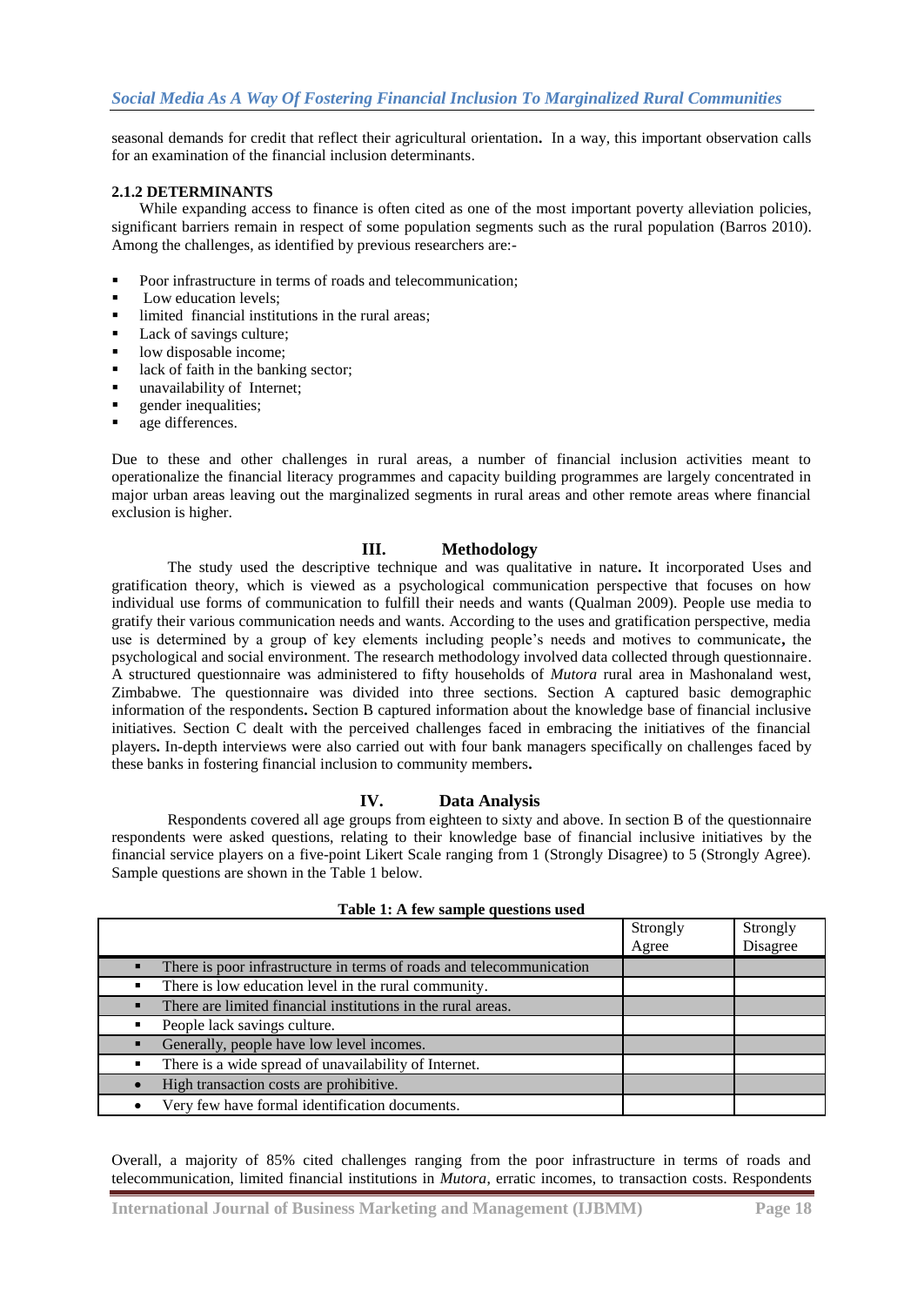seasonal demands for credit that reflect their agricultural orientation**.** In a way, this important observation calls for an examination of the financial inclusion determinants.

#### 2.1.2 DETERMINANTS

While expanding access to finance is often cited as one of the most important poverty alleviation policies, significant barriers remain in respect of some population segments such as the rural population (Barros 2010). Among the challenges, as identified by previous researchers are:-

- Poor infrastructure in terms of roads and telecommunication;
- Low education levels;
- limited financial institutions in the rural areas;
- Lack of savings culture;
- low disposable income;
- lack of faith in the banking sector;
- unavailability of Internet;
- gender inequalities;
- age differences.

Due to these and other challenges in rural areas, a number of financial inclusion activities meant to operationalize the financial literacy programmes and capacity building programmes are largely concentrated in major urban areas leaving out the marginalized segments in rural areas and other remote areas where financial exclusion is higher.

## III. Methodology

The study used the descriptive technique and was qualitative in nature**.** It incorporated Uses and gratification theory, which is viewed as a psychological communication perspective that focuses on how individual use forms of communication to fulfill their needs and wants (Qualman 2009). People use media to gratify their various communication needs and wants. According to the uses and gratification perspective, media use is determined by a group of key elements including people's needs and motives to communicate**,** the psychological and social environment. The research methodology involved data collected through questionnaire. A structured questionnaire was administered to fifty households of *Mutora* rural area in Mashonaland west, Zimbabwe. The questionnaire was divided into three sections. Section A captured basic demographic information of the respondents**.** Section B captured information about the knowledge base of financial inclusive initiatives. Section C dealt with the perceived challenges faced in embracing the initiatives of the financial players**.** In-depth interviews were also carried out with four bank managers specifically on challenges faced by these banks in fostering financial inclusion to community members**.**

## IV. Data Analysis

Respondents covered all age groups from eighteen to sixty and above. In section B of the questionnaire respondents were asked questions, relating to their knowledge base of financial inclusive initiatives by the financial service players on a five-point Likert Scale ranging from 1 (Strongly Disagree) to 5 (Strongly Agree). Sample questions are shown in the Table 1 below.

**Table 1: A few sample questions used**

| | Strongly Agree | Strongly Disagree |
|---|---|---|
| ▪ There is poor infrastructure in terms of roads and telecommunication | | |
| ▪ There is low education level in the rural community. | | |
| ▪ There are limited financial institutions in the rural areas. | | |
| ▪ People lack savings culture. | | |
| ▪ Generally, people have low level incomes. | | |
| ▪ There is a wide spread of unavailability of Internet. | | |
| • High transaction costs are prohibitive. | | |
| • Very few have formal identification documents. | | |

Overall, a majority of 85% cited challenges ranging from the poor infrastructure in terms of roads and telecommunication, limited financial institutions in *Mutora*, erratic incomes, to transaction costs. Respondents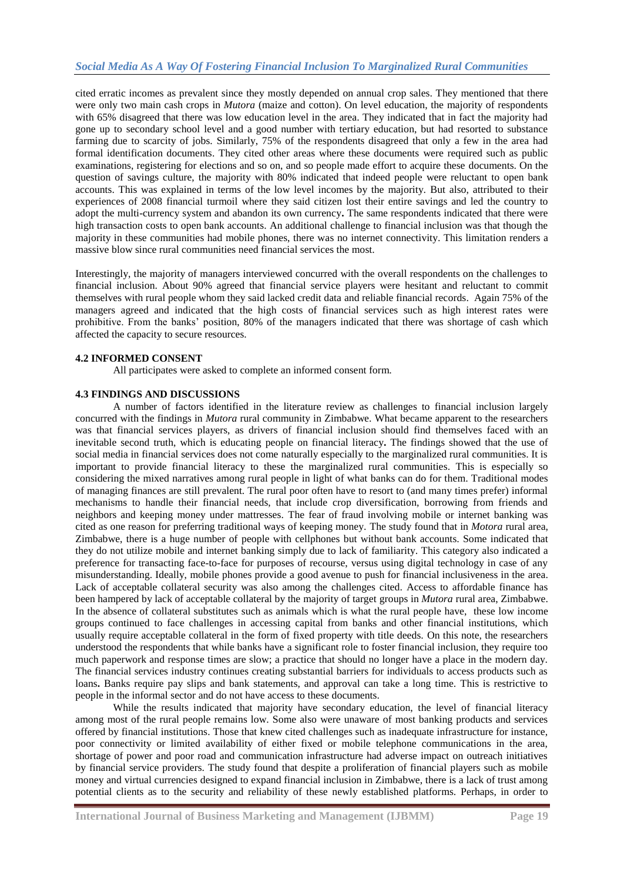cited erratic incomes as prevalent since they mostly depended on annual crop sales. They mentioned that there were only two main cash crops in *Mutora* (maize and cotton). On level education, the majority of respondents with 65% disagreed that there was low education level in the area. They indicated that in fact the majority had gone up to secondary school level and a good number with tertiary education, but had resorted to substance farming due to scarcity of jobs. Similarly, 75% of the respondents disagreed that only a few in the area had formal identification documents. They cited other areas where these documents were required such as public examinations, registering for elections and so on, and so people made effort to acquire these documents. On the question of savings culture, the majority with 80% indicated that indeed people were reluctant to open bank accounts. This was explained in terms of the low level incomes by the majority. But also, attributed to their experiences of 2008 financial turmoil where they said citizen lost their entire savings and led the country to adopt the multi-currency system and abandon its own currency**.** The same respondents indicated that there were high transaction costs to open bank accounts. An additional challenge to financial inclusion was that though the majority in these communities had mobile phones, there was no internet connectivity. This limitation renders a massive blow since rural communities need financial services the most.

Interestingly, the majority of managers interviewed concurred with the overall respondents on the challenges to financial inclusion. About 90% agreed that financial service players were hesitant and reluctant to commit themselves with rural people whom they said lacked credit data and reliable financial records. Again 75% of the managers agreed and indicated that the high costs of financial services such as high interest rates were prohibitive. From the banks' position, 80% of the managers indicated that there was shortage of cash which affected the capacity to secure resources.

### 4.2 INFORMED CONSENT

All participates were asked to complete an informed consent form.

### 4.3 FINDINGS AND DISCUSSIONS

A number of factors identified in the literature review as challenges to financial inclusion largely concurred with the findings in *Mutora* rural community in Zimbabwe. What became apparent to the researchers was that financial services players, as drivers of financial inclusion should find themselves faced with an inevitable second truth, which is educating people on financial literacy**.** The findings showed that the use of social media in financial services does not come naturally especially to the marginalized rural communities. It is important to provide financial literacy to these the marginalized rural communities. This is especially so considering the mixed narratives among rural people in light of what banks can do for them. Traditional modes of managing finances are still prevalent. The rural poor often have to resort to (and many times prefer) informal mechanisms to handle their financial needs, that include crop diversification, borrowing from friends and neighbors and keeping money under mattresses. The fear of fraud involving mobile or internet banking was cited as one reason for preferring traditional ways of keeping money. The study found that in *Motora* rural area, Zimbabwe, there is a huge number of people with cellphones but without bank accounts. Some indicated that they do not utilize mobile and internet banking simply due to lack of familiarity. This category also indicated a preference for transacting face-to-face for purposes of recourse, versus using digital technology in case of any misunderstanding. Ideally, mobile phones provide a good avenue to push for financial inclusiveness in the area. Lack of acceptable collateral security was also among the challenges cited. Access to affordable finance has been hampered by lack of acceptable collateral by the majority of target groups in *Mutora* rural area, Zimbabwe. In the absence of collateral substitutes such as animals which is what the rural people have, these low income groups continued to face challenges in accessing capital from banks and other financial institutions, which usually require acceptable collateral in the form of fixed property with title deeds. On this note, the researchers understood the respondents that while banks have a significant role to foster financial inclusion, they require too much paperwork and response times are slow; a practice that should no longer have a place in the modern day. The financial services industry continues creating substantial barriers for individuals to access products such as loans**.** Banks require pay slips and bank statements, and approval can take a long time. This is restrictive to people in the informal sector and do not have access to these documents.

While the results indicated that majority have secondary education, the level of financial literacy among most of the rural people remains low. Some also were unaware of most banking products and services offered by financial institutions. Those that knew cited challenges such as inadequate infrastructure for instance, poor connectivity or limited availability of either fixed or mobile telephone communications in the area, shortage of power and poor road and communication infrastructure had adverse impact on outreach initiatives by financial service providers. The study found that despite a proliferation of financial players such as mobile money and virtual currencies designed to expand financial inclusion in Zimbabwe, there is a lack of trust among potential clients as to the security and reliability of these newly established platforms. Perhaps, in order to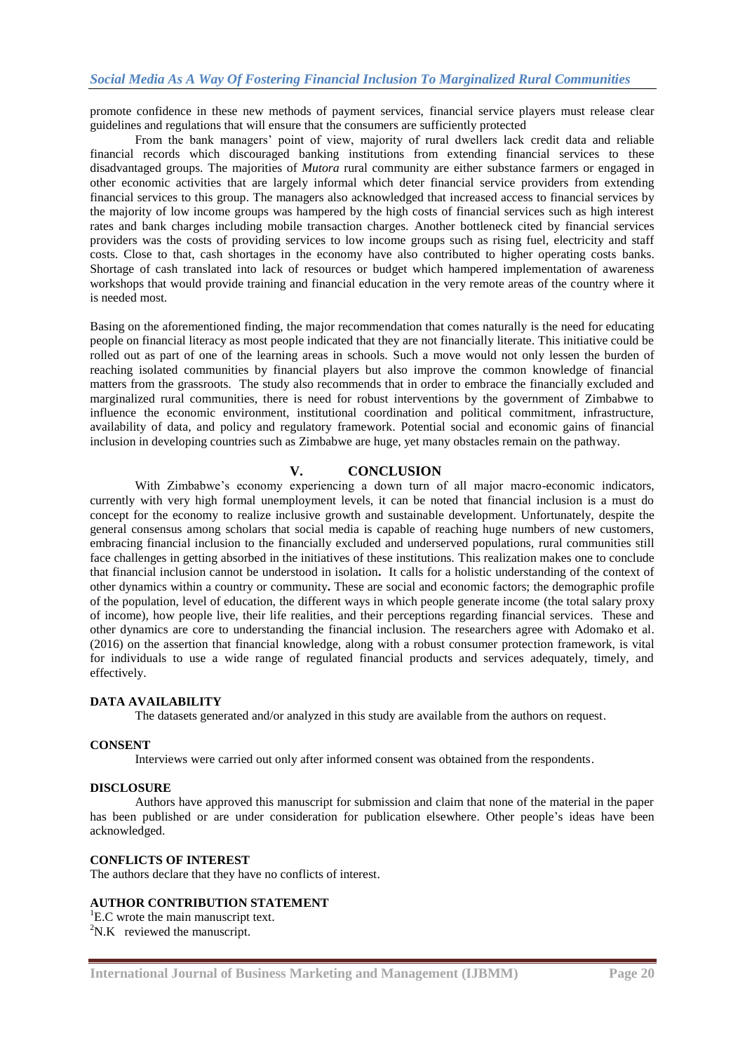promote confidence in these new methods of payment services, financial service players must release clear guidelines and regulations that will ensure that the consumers are sufficiently protected

From the bank managers' point of view, majority of rural dwellers lack credit data and reliable financial records which discouraged banking institutions from extending financial services to these disadvantaged groups. The majorities of *Mutora* rural community are either substance farmers or engaged in other economic activities that are largely informal which deter financial service providers from extending financial services to this group. The managers also acknowledged that increased access to financial services by the majority of low income groups was hampered by the high costs of financial services such as high interest rates and bank charges including mobile transaction charges. Another bottleneck cited by financial services providers was the costs of providing services to low income groups such as rising fuel, electricity and staff costs. Close to that, cash shortages in the economy have also contributed to higher operating costs banks. Shortage of cash translated into lack of resources or budget which hampered implementation of awareness workshops that would provide training and financial education in the very remote areas of the country where it is needed most.

Basing on the aforementioned finding, the major recommendation that comes naturally is the need for educating people on financial literacy as most people indicated that they are not financially literate. This initiative could be rolled out as part of one of the learning areas in schools. Such a move would not only lessen the burden of reaching isolated communities by financial players but also improve the common knowledge of financial matters from the grassroots. The study also recommends that in order to embrace the financially excluded and marginalized rural communities, there is need for robust interventions by the government of Zimbabwe to influence the economic environment, institutional coordination and political commitment, infrastructure, availability of data, and policy and regulatory framework. Potential social and economic gains of financial inclusion in developing countries such as Zimbabwe are huge, yet many obstacles remain on the pathway.

## V. CONCLUSION

With Zimbabwe's economy experiencing a down turn of all major macro-economic indicators, currently with very high formal unemployment levels, it can be noted that financial inclusion is a must do concept for the economy to realize inclusive growth and sustainable development. Unfortunately, despite the general consensus among scholars that social media is capable of reaching huge numbers of new customers, embracing financial inclusion to the financially excluded and underserved populations, rural communities still face challenges in getting absorbed in the initiatives of these institutions. This realization makes one to conclude that financial inclusion cannot be understood in isolation**.** It calls for a holistic understanding of the context of other dynamics within a country or community**.** These are social and economic factors; the demographic profile of the population, level of education, the different ways in which people generate income (the total salary proxy of income), how people live, their life realities, and their perceptions regarding financial services. These and other dynamics are core to understanding the financial inclusion. The researchers agree with Adomako et al. (2016) on the assertion that financial knowledge, along with a robust consumer protection framework, is vital for individuals to use a wide range of regulated financial products and services adequately, timely, and effectively.

### DATA AVAILABILITY

The datasets generated and/or analyzed in this study are available from the authors on request.

### CONSENT

Interviews were carried out only after informed consent was obtained from the respondents.

### DISCLOSURE

Authors have approved this manuscript for submission and claim that none of the material in the paper has been published or are under consideration for publication elsewhere. Other people's ideas have been acknowledged.

### CONFLICTS OF INTEREST

The authors declare that they have no conflicts of interest.

### AUTHOR CONTRIBUTION STATEMENT

[1]E.C wrote the main manuscript text.

[2]N.K reviewed the manuscript.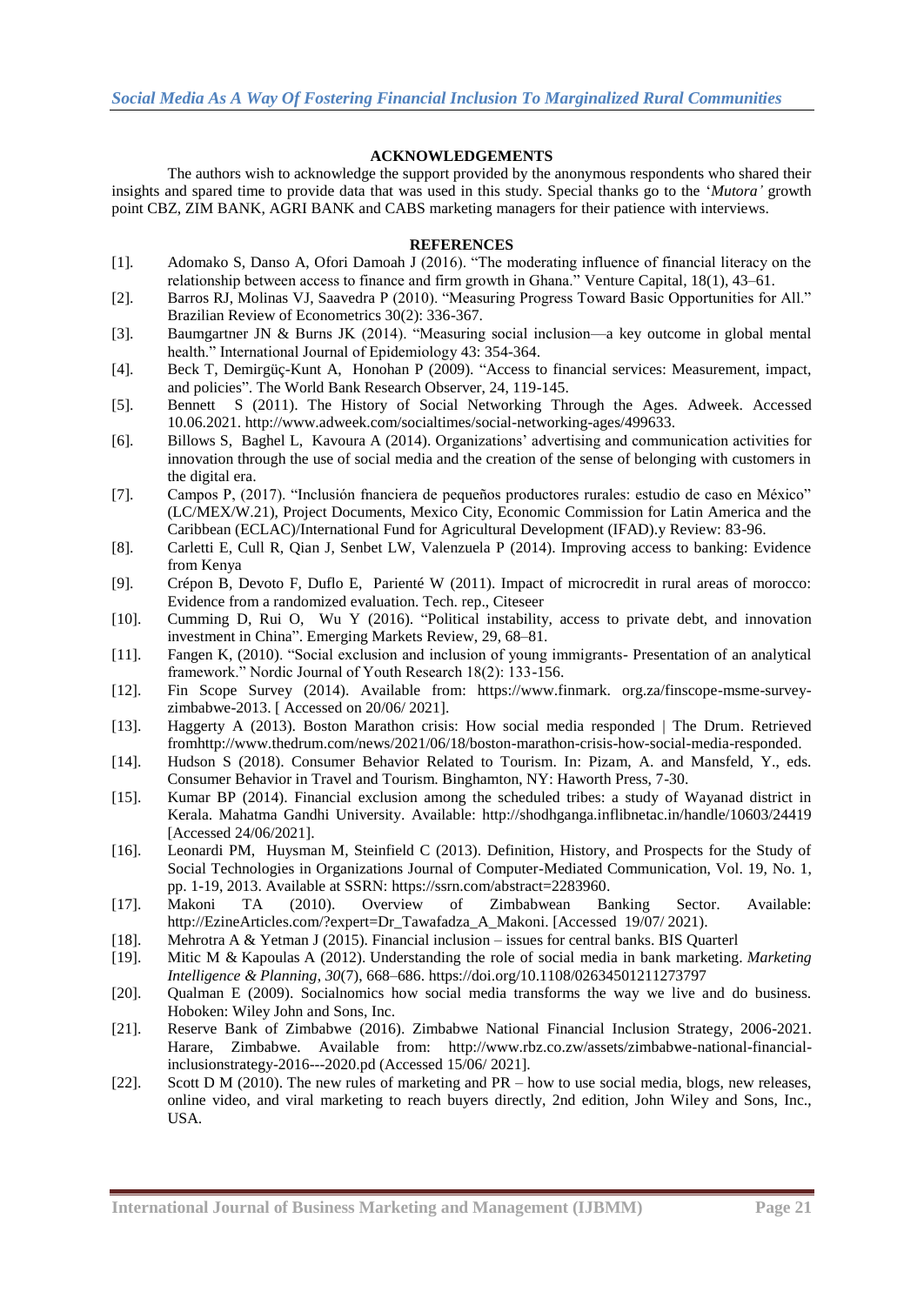## ACKNOWLEDGEMENTS

The authors wish to acknowledge the support provided by the anonymous respondents who shared their insights and spared time to provide data that was used in this study. Special thanks go to the '*Mutora'* growth point CBZ, ZIM BANK, AGRI BANK and CABS marketing managers for their patience with interviews.

## REFERENCES

[1]. Adomako S, Danso A, Ofori Damoah J (2016). "The moderating influence of financial literacy on the relationship between access to finance and firm growth in Ghana." Venture Capital, 18(1), 43–61.

[2]. Barros RJ, Molinas VJ, Saavedra P (2010). "Measuring Progress Toward Basic Opportunities for All." Brazilian Review of Econometrics 30(2): 336-367.

[3]. Baumgartner JN & Burns JK (2014). "Measuring social inclusion—a key outcome in global mental health." International Journal of Epidemiology 43: 354-364.

[4]. Beck T, Demirgüç-Kunt A, Honohan P (2009). "Access to financial services: Measurement, impact, and policies". The World Bank Research Observer, 24, 119-145.

[5]. Bennett S (2011). The History of Social Networking Through the Ages. Adweek. Accessed 10.06.2021. http://www.adweek.com/socialtimes/social-networking-ages/499633.

[6]. Billows S, Baghel L, Kavoura A (2014). Organizations' advertising and communication activities for innovation through the use of social media and the creation of the sense of belonging with customers in the digital era.

[7]. Campos P, (2017). "Inclusión fnanciera de pequeños productores rurales: estudio de caso en México" (LC/MEX/W.21), Project Documents, Mexico City, Economic Commission for Latin America and the Caribbean (ECLAC)/International Fund for Agricultural Development (IFAD).y Review: 83-96.

[8]. Carletti E, Cull R, Qian J, Senbet LW, Valenzuela P (2014). Improving access to banking: Evidence from Kenya

[9]. Crépon B, Devoto F, Duflo E, Parienté W (2011). Impact of microcredit in rural areas of morocco: Evidence from a randomized evaluation. Tech. rep., Citeseer

[10]. Cumming D, Rui O, Wu Y (2016). "Political instability, access to private debt, and innovation investment in China". Emerging Markets Review, 29, 68–81.

[11]. Fangen K, (2010). "Social exclusion and inclusion of young immigrants- Presentation of an analytical framework." Nordic Journal of Youth Research 18(2): 133-156.

[12]. Fin Scope Survey (2014). Available from: https://www.finmark. org.za/finscope-msme-survey-zimbabwe-2013. [ Accessed on 20/06/ 2021].

[13]. Haggerty A (2013). Boston Marathon crisis: How social media responded | The Drum. Retrieved fromhttp://www.thedrum.com/news/2021/06/18/boston-marathon-crisis-how-social-media-responded.

[14]. Hudson S (2018). Consumer Behavior Related to Tourism. In: Pizam, A. and Mansfeld, Y., eds. Consumer Behavior in Travel and Tourism. Binghamton, NY: Haworth Press, 7-30.

[15]. Kumar BP (2014). Financial exclusion among the scheduled tribes: a study of Wayanad district in Kerala. Mahatma Gandhi University. Available: http://shodhganga.inflibnetac.in/handle/10603/24419 [Accessed 24/06/2021].

[16]. Leonardi PM, Huysman M, Steinfield C (2013). Definition, History, and Prospects for the Study of Social Technologies in Organizations Journal of Computer-Mediated Communication, Vol. 19, No. 1, pp. 1-19, 2013. Available at SSRN: https://ssrn.com/abstract=2283960.

[17]. Makoni TA (2010). Overview of Zimbabwean Banking Sector. Available: http://EzineArticles.com/?expert=Dr_Tawafadza_A_Makoni. [Accessed 19/07/ 2021).

[18]. Mehrotra A & Yetman J (2015). Financial inclusion – issues for central banks. BIS Quarterl

[19]. Mitic M & Kapoulas A (2012). Understanding the role of social media in bank marketing. *Marketing Intelligence & Planning*, *30*(7), 668–686. https://doi.org/10.1108/02634501211273797

[20]. Qualman E (2009). Socialnomics how social media transforms the way we live and do business. Hoboken: Wiley John and Sons, Inc.

[21]. Reserve Bank of Zimbabwe (2016). Zimbabwe National Financial Inclusion Strategy, 2006-2021. Harare, Zimbabwe. Available from: http://www.rbz.co.zw/assets/zimbabwe-national-financial-inclusionstrategy-2016---2020.pd (Accessed 15/06/ 2021].

[22]. Scott D M (2010). The new rules of marketing and PR – how to use social media, blogs, new releases, online video, and viral marketing to reach buyers directly, 2nd edition, John Wiley and Sons, Inc., USA.